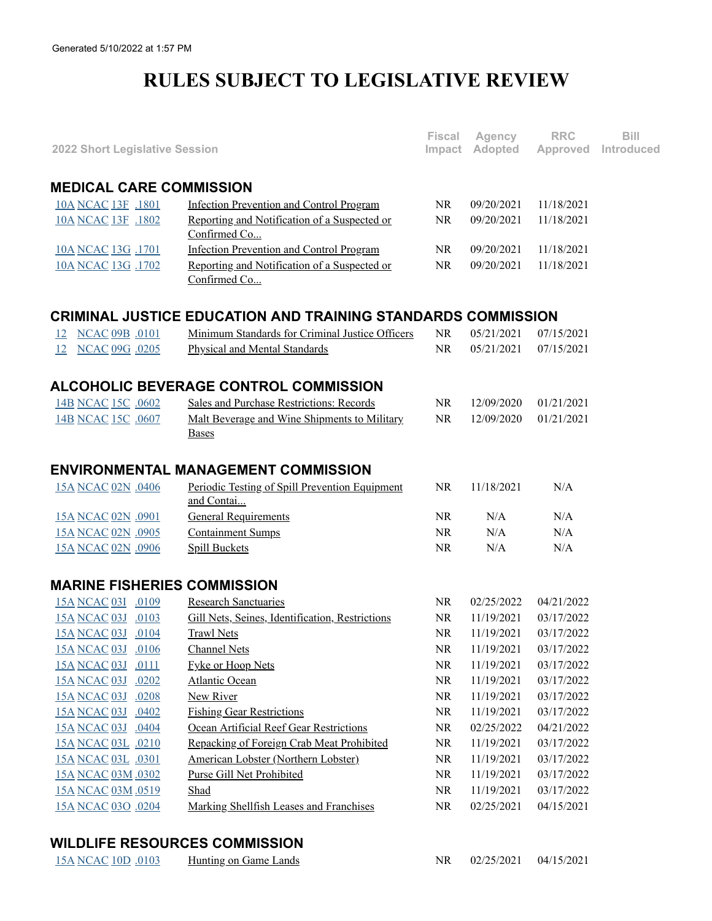Generated 5/10/2022 at 1:57 PM

# RULES SUBJECT TO LEGISLATIVE REVIEW

| 2022 Short Legislative Session | | Fiscal Impact | Agency Adopted | RRC Approved | Bill Introduced |
|---|---|---|---|---|---|
| **MEDICAL CARE COMMISSION** | | | | | |
| 10A NCAC 13F .1801 | Infection Prevention and Control Program | NR | 09/20/2021 | 11/18/2021 | |
| 10A NCAC 13F .1802 | Reporting and Notification of a Suspected or Confirmed Co... | NR | 09/20/2021 | 11/18/2021 | |
| 10A NCAC 13G .1701 | Infection Prevention and Control Program | NR | 09/20/2021 | 11/18/2021 | |
| 10A NCAC 13G .1702 | Reporting and Notification of a Suspected or Confirmed Co... | NR | 09/20/2021 | 11/18/2021 | |
| **CRIMINAL JUSTICE EDUCATION AND TRAINING STANDARDS COMMISSION** | | | | | |
| 12 NCAC 09B .0101 | Minimum Standards for Criminal Justice Officers | NR | 05/21/2021 | 07/15/2021 | |
| 12 NCAC 09G .0205 | Physical and Mental Standards | NR | 05/21/2021 | 07/15/2021 | |
| **ALCOHOLIC BEVERAGE CONTROL COMMISSION** | | | | | |
| 14B NCAC 15C .0602 | Sales and Purchase Restrictions: Records | NR | 12/09/2020 | 01/21/2021 | |
| 14B NCAC 15C .0607 | Malt Beverage and Wine Shipments to Military Bases | NR | 12/09/2020 | 01/21/2021 | |
| **ENVIRONMENTAL MANAGEMENT COMMISSION** | | | | | |
| 15A NCAC 02N .0406 | Periodic Testing of Spill Prevention Equipment and Contai... | NR | 11/18/2021 | N/A | |
| 15A NCAC 02N .0901 | General Requirements | NR | N/A | N/A | |
| 15A NCAC 02N .0905 | Containment Sumps | NR | N/A | N/A | |
| 15A NCAC 02N .0906 | Spill Buckets | NR | N/A | N/A | |
| **MARINE FISHERIES COMMISSION** | | | | | |
| 15A NCAC 03I .0109 | Research Sanctuaries | NR | 02/25/2022 | 04/21/2022 | |
| 15A NCAC 03J .0103 | Gill Nets, Seines, Identification, Restrictions | NR | 11/19/2021 | 03/17/2022 | |
| 15A NCAC 03J .0104 | Trawl Nets | NR | 11/19/2021 | 03/17/2022 | |
| 15A NCAC 03J .0106 | Channel Nets | NR | 11/19/2021 | 03/17/2022 | |
| 15A NCAC 03J .0111 | Fyke or Hoop Nets | NR | 11/19/2021 | 03/17/2022 | |
| 15A NCAC 03J .0202 | Atlantic Ocean | NR | 11/19/2021 | 03/17/2022 | |
| 15A NCAC 03J .0208 | New River | NR | 11/19/2021 | 03/17/2022 | |
| 15A NCAC 03J .0402 | Fishing Gear Restrictions | NR | 11/19/2021 | 03/17/2022 | |
| 15A NCAC 03J .0404 | Ocean Artificial Reef Gear Restrictions | NR | 02/25/2022 | 04/21/2022 | |
| 15A NCAC 03L .0210 | Repacking of Foreign Crab Meat Prohibited | NR | 11/19/2021 | 03/17/2022 | |
| 15A NCAC 03L .0301 | American Lobster (Northern Lobster) | NR | 11/19/2021 | 03/17/2022 | |
| 15A NCAC 03M .0302 | Purse Gill Net Prohibited | NR | 11/19/2021 | 03/17/2022 | |
| 15A NCAC 03M .0519 | Shad | NR | 11/19/2021 | 03/17/2022 | |
| 15A NCAC 03O .0204 | Marking Shellfish Leases and Franchises | NR | 02/25/2021 | 04/15/2021 | |
| **WILDLIFE RESOURCES COMMISSION** | | | | | |
| 15A NCAC 10D .0103 | Hunting on Game Lands | NR | 02/25/2021 | 04/15/2021 | |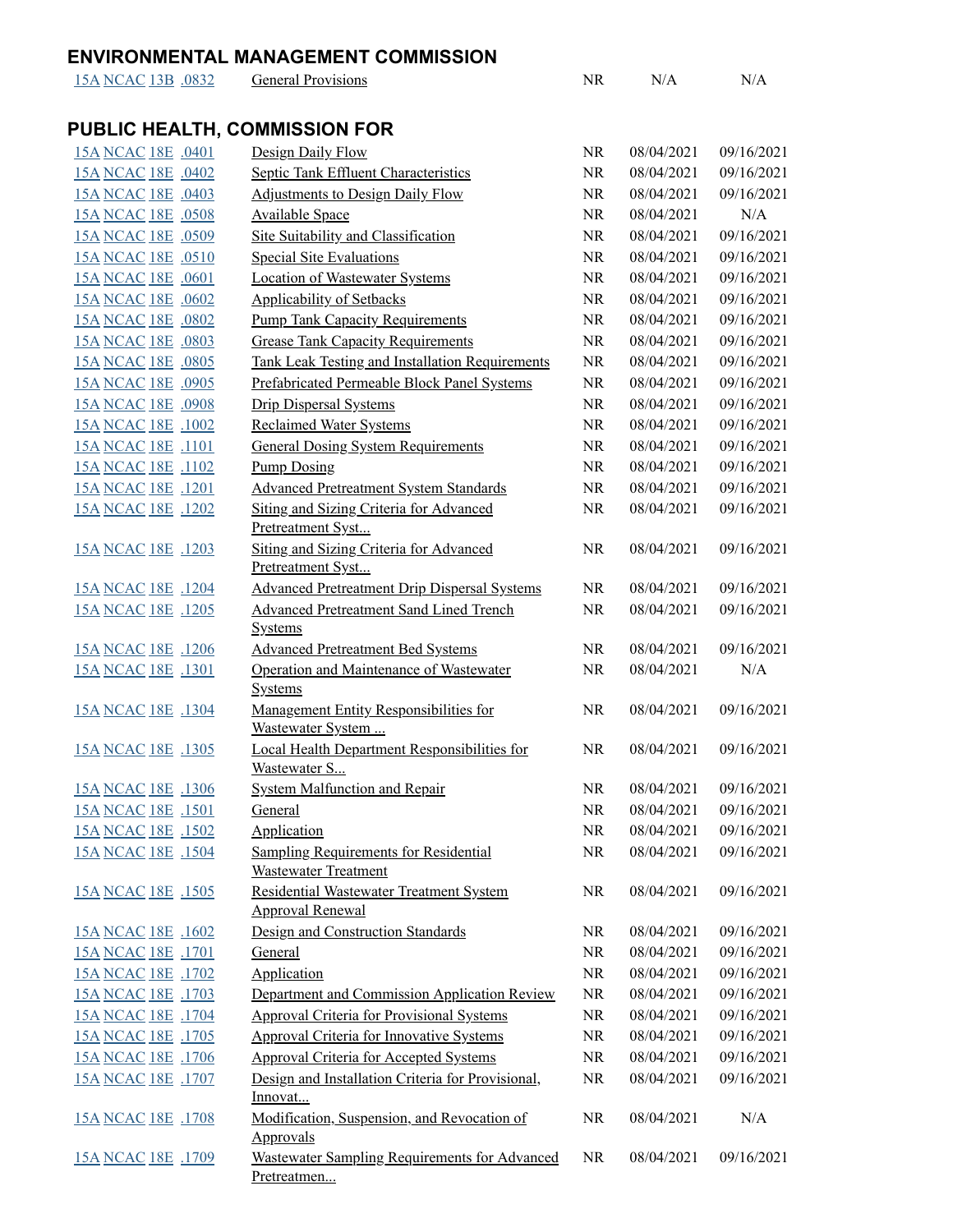## ENVIRONMENTAL MANAGEMENT COMMISSION

| | | | | |
|---|---|---|---|---|
| 15A NCAC 13B .0832 | General Provisions | NR | N/A | N/A |

## PUBLIC HEALTH, COMMISSION FOR

| | | | | |
|---|---|---|---|---|
| 15A NCAC 18E .0401 | Design Daily Flow | NR | 08/04/2021 | 09/16/2021 |
| 15A NCAC 18E .0402 | Septic Tank Effluent Characteristics | NR | 08/04/2021 | 09/16/2021 |
| 15A NCAC 18E .0403 | Adjustments to Design Daily Flow | NR | 08/04/2021 | 09/16/2021 |
| 15A NCAC 18E .0508 | Available Space | NR | 08/04/2021 | N/A |
| 15A NCAC 18E .0509 | Site Suitability and Classification | NR | 08/04/2021 | 09/16/2021 |
| 15A NCAC 18E .0510 | Special Site Evaluations | NR | 08/04/2021 | 09/16/2021 |
| 15A NCAC 18E .0601 | Location of Wastewater Systems | NR | 08/04/2021 | 09/16/2021 |
| 15A NCAC 18E .0602 | Applicability of Setbacks | NR | 08/04/2021 | 09/16/2021 |
| 15A NCAC 18E .0802 | Pump Tank Capacity Requirements | NR | 08/04/2021 | 09/16/2021 |
| 15A NCAC 18E .0803 | Grease Tank Capacity Requirements | NR | 08/04/2021 | 09/16/2021 |
| 15A NCAC 18E .0805 | Tank Leak Testing and Installation Requirements | NR | 08/04/2021 | 09/16/2021 |
| 15A NCAC 18E .0905 | Prefabricated Permeable Block Panel Systems | NR | 08/04/2021 | 09/16/2021 |
| 15A NCAC 18E .0908 | Drip Dispersal Systems | NR | 08/04/2021 | 09/16/2021 |
| 15A NCAC 18E .1002 | Reclaimed Water Systems | NR | 08/04/2021 | 09/16/2021 |
| 15A NCAC 18E .1101 | General Dosing System Requirements | NR | 08/04/2021 | 09/16/2021 |
| 15A NCAC 18E .1102 | Pump Dosing | NR | 08/04/2021 | 09/16/2021 |
| 15A NCAC 18E .1201 | Advanced Pretreatment System Standards | NR | 08/04/2021 | 09/16/2021 |
| 15A NCAC 18E .1202 | Siting and Sizing Criteria for Advanced Pretreatment Syst... | NR | 08/04/2021 | 09/16/2021 |
| 15A NCAC 18E .1203 | Siting and Sizing Criteria for Advanced Pretreatment Syst... | NR | 08/04/2021 | 09/16/2021 |
| 15A NCAC 18E .1204 | Advanced Pretreatment Drip Dispersal Systems | NR | 08/04/2021 | 09/16/2021 |
| 15A NCAC 18E .1205 | Advanced Pretreatment Sand Lined Trench Systems | NR | 08/04/2021 | 09/16/2021 |
| 15A NCAC 18E .1206 | Advanced Pretreatment Bed Systems | NR | 08/04/2021 | 09/16/2021 |
| 15A NCAC 18E .1301 | Operation and Maintenance of Wastewater Systems | NR | 08/04/2021 | N/A |
| 15A NCAC 18E .1304 | Management Entity Responsibilities for Wastewater System ... | NR | 08/04/2021 | 09/16/2021 |
| 15A NCAC 18E .1305 | Local Health Department Responsibilities for Wastewater S... | NR | 08/04/2021 | 09/16/2021 |
| 15A NCAC 18E .1306 | System Malfunction and Repair | NR | 08/04/2021 | 09/16/2021 |
| 15A NCAC 18E .1501 | General | NR | 08/04/2021 | 09/16/2021 |
| 15A NCAC 18E .1502 | Application | NR | 08/04/2021 | 09/16/2021 |
| 15A NCAC 18E .1504 | Sampling Requirements for Residential Wastewater Treatment | NR | 08/04/2021 | 09/16/2021 |
| 15A NCAC 18E .1505 | Residential Wastewater Treatment System Approval Renewal | NR | 08/04/2021 | 09/16/2021 |
| 15A NCAC 18E .1602 | Design and Construction Standards | NR | 08/04/2021 | 09/16/2021 |
| 15A NCAC 18E .1701 | General | NR | 08/04/2021 | 09/16/2021 |
| 15A NCAC 18E .1702 | Application | NR | 08/04/2021 | 09/16/2021 |
| 15A NCAC 18E .1703 | Department and Commission Application Review | NR | 08/04/2021 | 09/16/2021 |
| 15A NCAC 18E .1704 | Approval Criteria for Provisional Systems | NR | 08/04/2021 | 09/16/2021 |
| 15A NCAC 18E .1705 | Approval Criteria for Innovative Systems | NR | 08/04/2021 | 09/16/2021 |
| 15A NCAC 18E .1706 | Approval Criteria for Accepted Systems | NR | 08/04/2021 | 09/16/2021 |
| 15A NCAC 18E .1707 | Design and Installation Criteria for Provisional, Innovat... | NR | 08/04/2021 | 09/16/2021 |
| 15A NCAC 18E .1708 | Modification, Suspension, and Revocation of Approvals | NR | 08/04/2021 | N/A |
| 15A NCAC 18E .1709 | Wastewater Sampling Requirements for Advanced Pretreatmen... | NR | 08/04/2021 | 09/16/2021 |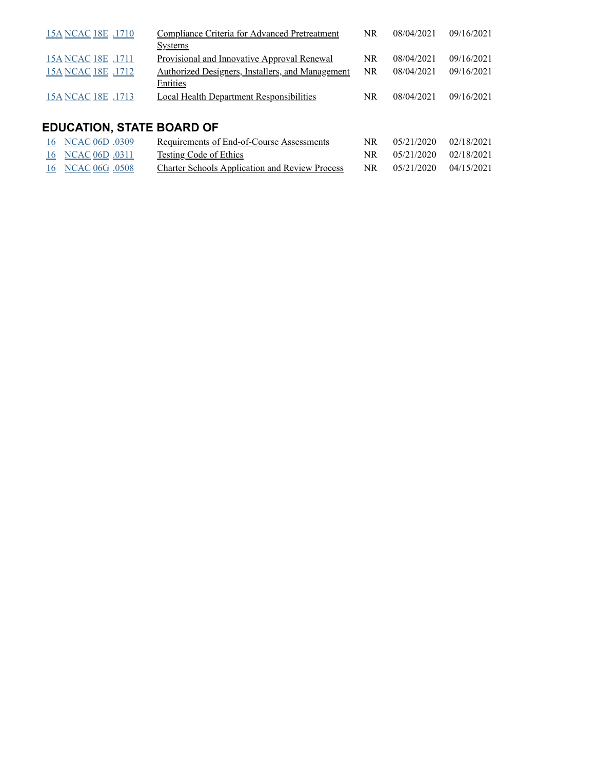| | | | | |
|---|---|---|---|---|
| 15A NCAC 18E .1710 | Compliance Criteria for Advanced Pretreatment Systems | NR | 08/04/2021 | 09/16/2021 |
| 15A NCAC 18E .1711 | Provisional and Innovative Approval Renewal | NR | 08/04/2021 | 09/16/2021 |
| 15A NCAC 18E .1712 | Authorized Designers, Installers, and Management Entities | NR | 08/04/2021 | 09/16/2021 |
| 15A NCAC 18E .1713 | Local Health Department Responsibilities | NR | 08/04/2021 | 09/16/2021 |

## EDUCATION, STATE BOARD OF

| | | | | |
|---|---|---|---|---|
| 16 NCAC 06D .0309 | Requirements of End-of-Course Assessments | NR | 05/21/2020 | 02/18/2021 |
| 16 NCAC 06D .0311 | Testing Code of Ethics | NR | 05/21/2020 | 02/18/2021 |
| 16 NCAC 06G .0508 | Charter Schools Application and Review Process | NR | 05/21/2020 | 04/15/2021 |